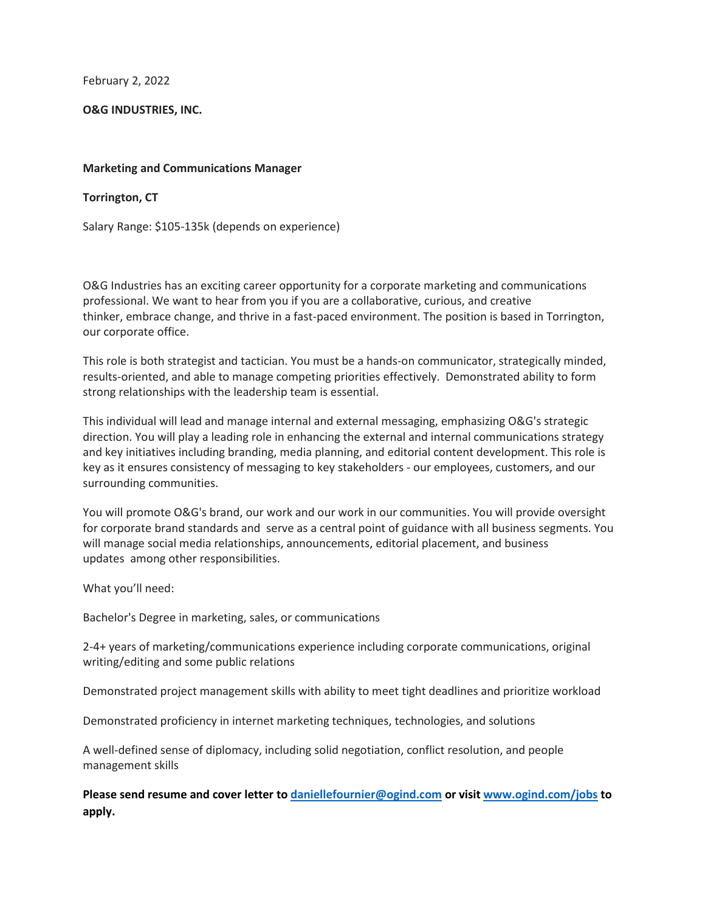February 2, 2022

**O&G INDUSTRIES, INC.**

**Marketing and Communications Manager**

**Torrington, CT**

Salary Range: $105-135k (depends on experience)

O&G Industries has an exciting career opportunity for a corporate marketing and communications professional. We want to hear from you if you are a collaborative, curious, and creative thinker, embrace change, and thrive in a fast-paced environment. The position is based in Torrington, our corporate office.

This role is both strategist and tactician. You must be a hands-on communicator, strategically minded, results-oriented, and able to manage competing priorities effectively. Demonstrated ability to form strong relationships with the leadership team is essential.

This individual will lead and manage internal and external messaging, emphasizing O&G's strategic direction. You will play a leading role in enhancing the external and internal communications strategy and key initiatives including branding, media planning, and editorial content development. This role is key as it ensures consistency of messaging to key stakeholders - our employees, customers, and our surrounding communities.

You will promote O&G's brand, our work and our work in our communities. You will provide oversight for corporate brand standards and serve as a central point of guidance with all business segments. You will manage social media relationships, announcements, editorial placement, and business updates among other responsibilities.

What you'll need:

Bachelor's Degree in marketing, sales, or communications

2-4+ years of marketing/communications experience including corporate communications, original writing/editing and some public relations

Demonstrated project management skills with ability to meet tight deadlines and prioritize workload

Demonstrated proficiency in internet marketing techniques, technologies, and solutions

A well-defined sense of diplomacy, including solid negotiation, conflict resolution, and people management skills

**Please send resume and cover letter to [daniellefournier@ogind.com](mailto:daniellefournier@ogind.com) or visit [www.ogind.com/jobs](http://www.ogind.com/jobs) to apply.**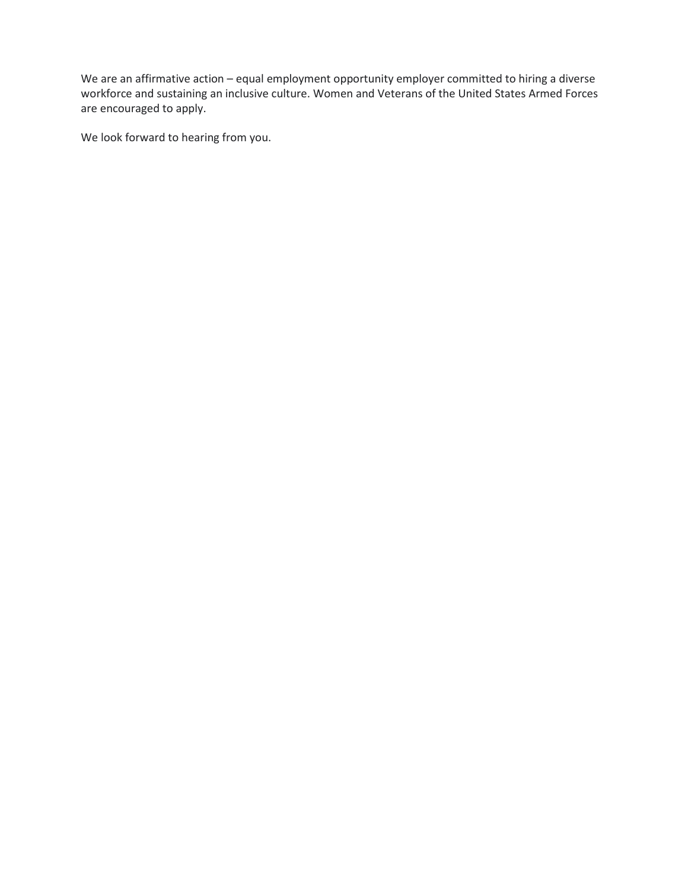We are an affirmative action – equal employment opportunity employer committed to hiring a diverse workforce and sustaining an inclusive culture. Women and Veterans of the United States Armed Forces are encouraged to apply.

We look forward to hearing from you.